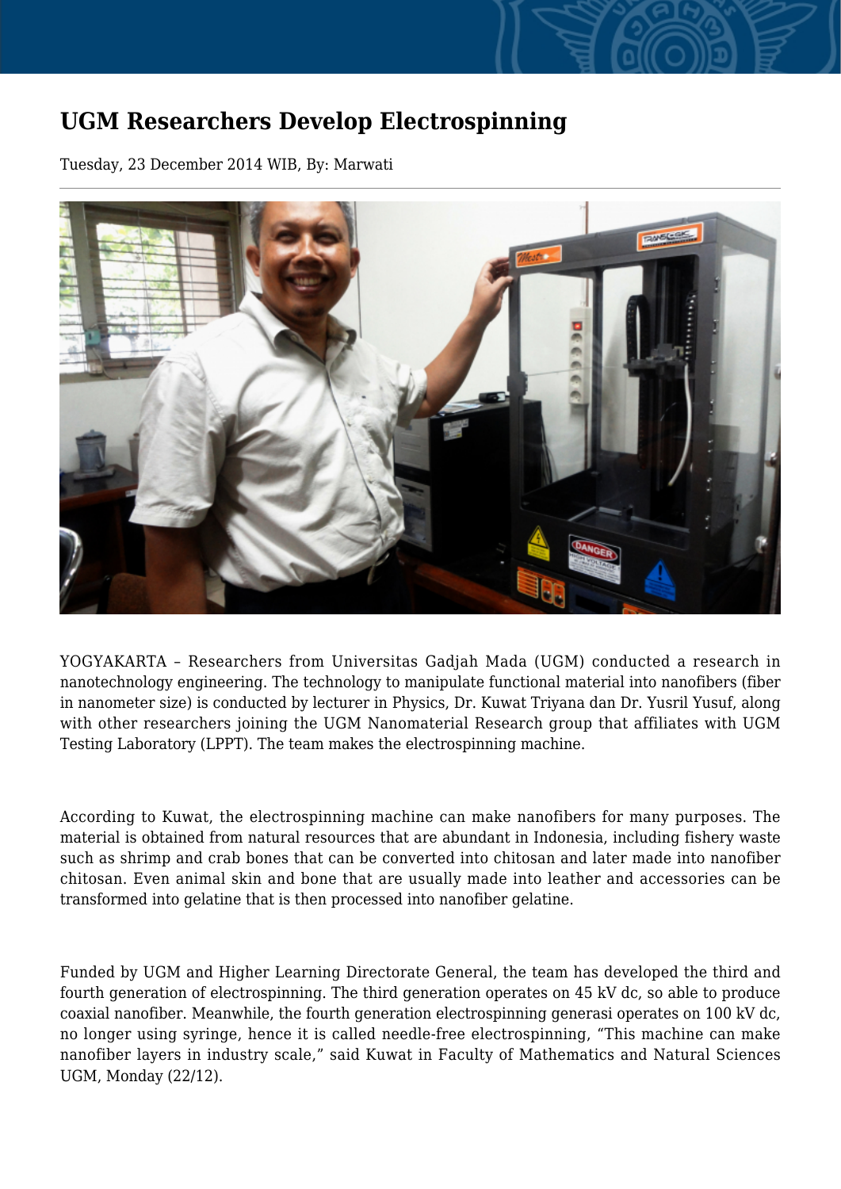# UGM Researchers Develop Electrospinning

Tuesday, 23 December 2014 WIB, By: Marwati

YOGYAKARTA – Researchers from Universitas Gadjah Mada (UGM) conducted a research in nanotechnology engineering. The technology to manipulate functional material into nanofibers (fiber in nanometer size) is conducted by lecturer in Physics, Dr. Kuwat Triyana dan Dr. Yusril Yusuf, along with other researchers joining the UGM Nanomaterial Research group that affiliates with UGM Testing Laboratory (LPPT). The team makes the electrospinning machine.

According to Kuwat, the electrospinning machine can make nanofibers for many purposes. The material is obtained from natural resources that are abundant in Indonesia, including fishery waste such as shrimp and crab bones that can be converted into chitosan and later made into nanofiber chitosan. Even animal skin and bone that are usually made into leather and accessories can be transformed into gelatine that is then processed into nanofiber gelatine.

Funded by UGM and Higher Learning Directorate General, the team has developed the third and fourth generation of electrospinning. The third generation operates on 45 kV dc, so able to produce coaxial nanofiber. Meanwhile, the fourth generation electrospinning generasi operates on 100 kV dc, no longer using syringe, hence it is called needle-free electrospinning, "This machine can make nanofiber layers in industry scale," said Kuwat in Faculty of Mathematics and Natural Sciences UGM, Monday (22/12).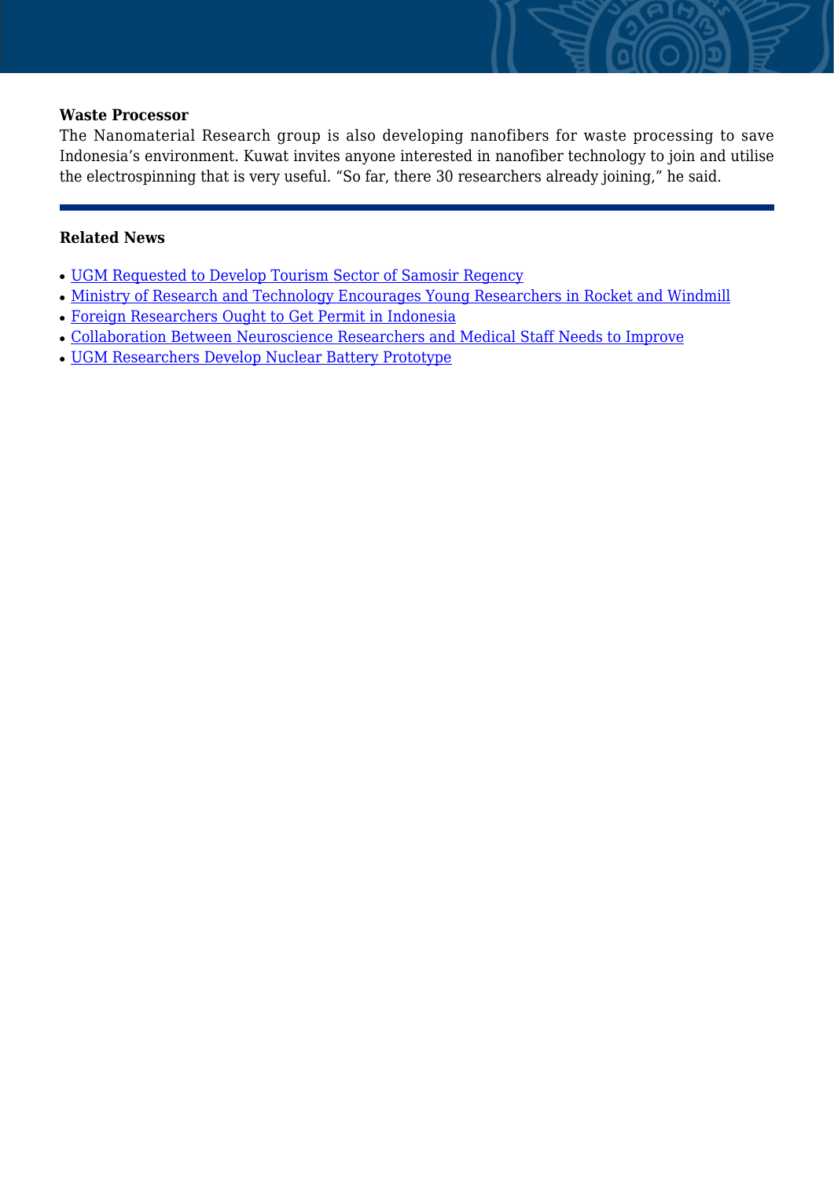**Waste Processor**

The Nanomaterial Research group is also developing nanofibers for waste processing to save Indonesia's environment. Kuwat invites anyone interested in nanofiber technology to join and utilise the electrospinning that is very useful. "So far, there 30 researchers already joining," he said.

---

**Related News**

- UGM Requested to Develop Tourism Sector of Samosir Regency
- Ministry of Research and Technology Encourages Young Researchers in Rocket and Windmill
- Foreign Researchers Ought to Get Permit in Indonesia
- Collaboration Between Neuroscience Researchers and Medical Staff Needs to Improve
- UGM Researchers Develop Nuclear Battery Prototype